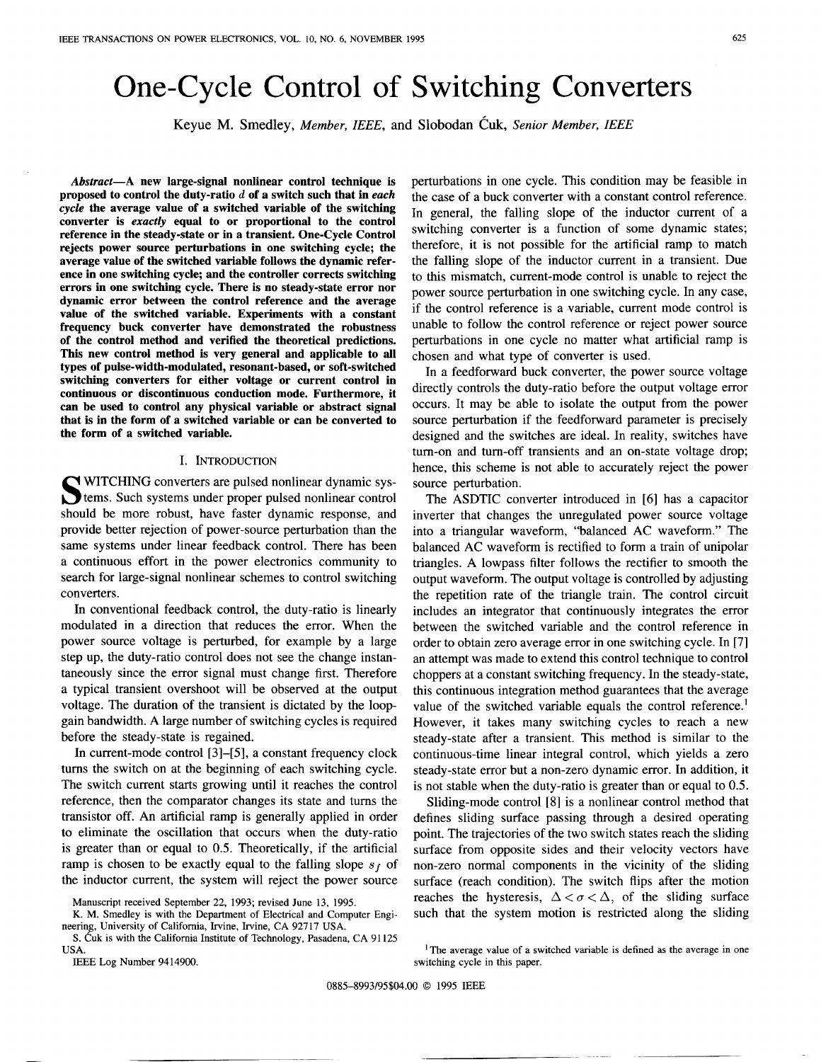# One-Cycle Control of Switching Converters

Keyue M. Smedley, *Member, IEEE*, and Slobodan Ćuk, *Senior Member, IEEE*

***Abstract*—A new large-signal nonlinear control technique is proposed to control the duty-ratio $d$ of a switch such that in *each cycle* the average value of a switched variable of the switching converter is *exactly* equal to or proportional to the control reference in the steady-state or in a transient. One-Cycle Control rejects power source perturbations in one switching cycle; the average value of the switched variable follows the dynamic reference in one switching cycle; and the controller corrects switching errors in one switching cycle. There is no steady-state error nor dynamic error between the control reference and the average value of the switched variable. Experiments with a constant frequency buck converter have demonstrated the robustness of the control method and verified the theoretical predictions. This new control method is very general and applicable to all types of pulse-width-modulated, resonant-based, or soft-switched switching converters for either voltage or current control in continuous or discontinuous conduction mode. Furthermore, it can be used to control any physical variable or abstract signal that is in the form of a switched variable or can be converted to the form of a switched variable.**

## I. Introduction

Switching converters are pulsed nonlinear dynamic systems. Such systems under proper pulsed nonlinear control should be more robust, have faster dynamic response, and provide better rejection of power-source perturbation than the same systems under linear feedback control. There has been a continuous effort in the power electronics community to search for large-signal nonlinear schemes to control switching converters.

In conventional feedback control, the duty-ratio is linearly modulated in a direction that reduces the error. When the power source voltage is perturbed, for example by a large step up, the duty-ratio control does not see the change instantaneously since the error signal must change first. Therefore a typical transient overshoot will be observed at the output voltage. The duration of the transient is dictated by the loop-gain bandwidth. A large number of switching cycles is required before the steady-state is regained.

In current-mode control [3]–[5], a constant frequency clock turns the switch on at the beginning of each switching cycle. The switch current starts growing until it reaches the control reference, then the comparator changes its state and turns the transistor off. An artificial ramp is generally applied in order to eliminate the oscillation that occurs when the duty-ratio is greater than or equal to 0.5. Theoretically, if the artificial ramp is chosen to be exactly equal to the falling slope $s_f$ of the inductor current, the system will reject the power source perturbations in one cycle. This condition may be feasible in the case of a buck converter with a constant control reference. In general, the falling slope of the inductor current of a switching converter is a function of some dynamic states; therefore, it is not possible for the artificial ramp to match the falling slope of the inductor current in a transient. Due to this mismatch, current-mode control is unable to reject the power source perturbation in one switching cycle. In any case, if the control reference is a variable, current mode control is unable to follow the control reference or reject power source perturbations in one cycle no matter what artificial ramp is chosen and what type of converter is used.

In a feedforward buck converter, the power source voltage directly controls the duty-ratio before the output voltage error occurs. It may be able to isolate the output from the power source perturbation if the feedforward parameter is precisely designed and the switches are ideal. In reality, switches have turn-on and turn-off transients and an on-state voltage drop; hence, this scheme is not able to accurately reject the power source perturbation.

The ASDTIC converter introduced in [6] has a capacitor inverter that changes the unregulated power source voltage into a triangular waveform, "balanced AC waveform." The balanced AC waveform is rectified to form a train of unipolar triangles. A lowpass filter follows the rectifier to smooth the output waveform. The output voltage is controlled by adjusting the repetition rate of the triangle train. The control circuit includes an integrator that continuously integrates the error between the switched variable and the control reference in order to obtain zero average error in one switching cycle. In [7] an attempt was made to extend this control technique to control choppers at a constant switching frequency. In the steady-state, this continuous integration method guarantees that the average value of the switched variable equals the control reference.[1] However, it takes many switching cycles to reach a new steady-state after a transient. This method is similar to the continuous-time linear integral control, which yields a zero steady-state error but a non-zero dynamic error. In addition, it is not stable when the duty-ratio is greater than or equal to 0.5.

Sliding-mode control [8] is a nonlinear control method that defines sliding surface passing through a desired operating point. The trajectories of the two switch states reach the sliding surface from opposite sides and their velocity vectors have non-zero normal components in the vicinity of the sliding surface (reach condition). The switch flips after the motion reaches the hysteresis, $\Delta < \sigma < \Delta$, of the sliding surface such that the system motion is restricted along the sliding

Manuscript received September 22, 1993; revised June 13, 1995.

K. M. Smedley is with the Department of Electrical and Computer Engineering, University of California, Irvine, Irvine, CA 92717 USA.

S. Ćuk is with the California Institute of Technology, Pasadena, CA 91125 USA.

IEEE Log Number 9414900.

[1] The average value of a switched variable is defined as the average in one switching cycle in this paper.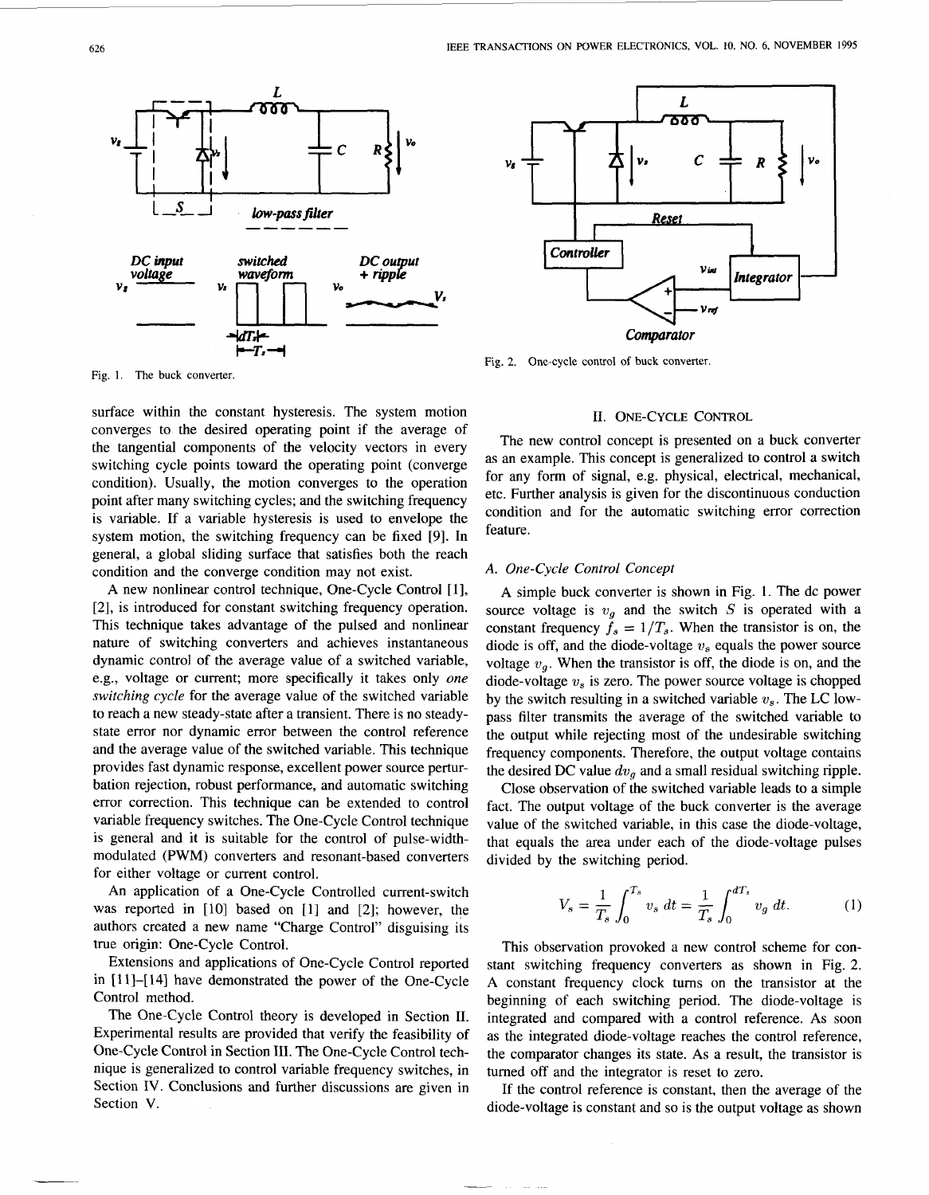Fig. 1. The buck converter.

Fig. 2. One-cycle control of buck converter.

surface within the constant hysteresis. The system motion converges to the desired operating point if the average of the tangential components of the velocity vectors in every switching cycle points toward the operating point (converge condition). Usually, the motion converges to the operation point after many switching cycles; and the switching frequency is variable. If a variable hysteresis is used to envelope the system motion, the switching frequency can be fixed [9]. In general, a global sliding surface that satisfies both the reach condition and the converge condition may not exist.

A new nonlinear control technique, One-Cycle Control [1], [2], is introduced for constant switching frequency operation. This technique takes advantage of the pulsed and nonlinear nature of switching converters and achieves instantaneous dynamic control of the average value of a switched variable, e.g., voltage or current; more specifically it takes only *one switching cycle* for the average value of the switched variable to reach a new steady-state after a transient. There is no steady-state error nor dynamic error between the control reference and the average value of the switched variable. This technique provides fast dynamic response, excellent power source perturbation rejection, robust performance, and automatic switching error correction. This technique can be extended to control variable frequency switches. The One-Cycle Control technique is general and it is suitable for the control of pulse-width-modulated (PWM) converters and resonant-based converters for either voltage or current control.

An application of a One-Cycle Controlled current-switch was reported in [10] based on [1] and [2]; however, the authors created a new name "Charge Control" disguising its true origin: One-Cycle Control.

Extensions and applications of One-Cycle Control reported in [11]–[14] have demonstrated the power of the One-Cycle Control method.

The One-Cycle Control theory is developed in Section II. Experimental results are provided that verify the feasibility of One-Cycle Control in Section III. The One-Cycle Control technique is generalized to control variable frequency switches, in Section IV. Conclusions and further discussions are given in Section V.

## II. One-Cycle Control

The new control concept is presented on a buck converter as an example. This concept is generalized to control a switch for any form of signal, e.g. physical, electrical, mechanical, etc. Further analysis is given for the discontinuous conduction condition and for the automatic switching error correction feature.

### A. One-Cycle Control Concept

A simple buck converter is shown in Fig. 1. The dc power source voltage is $v_g$ and the switch $S$ is operated with a constant frequency $f_s = 1/T_s$. When the transistor is on, the diode is off, and the diode-voltage $v_s$ equals the power source voltage $v_g$. When the transistor is off, the diode is on, and the diode-voltage $v_s$ is zero. The power source voltage is chopped by the switch resulting in a switched variable $v_s$. The LC low-pass filter transmits the average of the switched variable to the output while rejecting most of the undesirable switching frequency components. Therefore, the output voltage contains the desired DC value $dv_g$ and a small residual switching ripple.

Close observation of the switched variable leads to a simple fact. The output voltage of the buck converter is the average value of the switched variable, in this case the diode-voltage, that equals the area under each of the diode-voltage pulses divided by the switching period.

$$V_s = \frac{1}{T_s}\int_0^{T_s} v_s\, dt = \frac{1}{T_s}\int_0^{dT_s} v_g\, dt. \tag{1}$$

This observation provoked a new control scheme for constant switching frequency converters as shown in Fig. 2. A constant frequency clock turns on the transistor at the beginning of each switching period. The diode-voltage is integrated and compared with a control reference. As soon as the integrated diode-voltage reaches the control reference, the comparator changes its state. As a result, the transistor is turned off and the integrator is reset to zero.

If the control reference is constant, then the average of the diode-voltage is constant and so is the output voltage as shown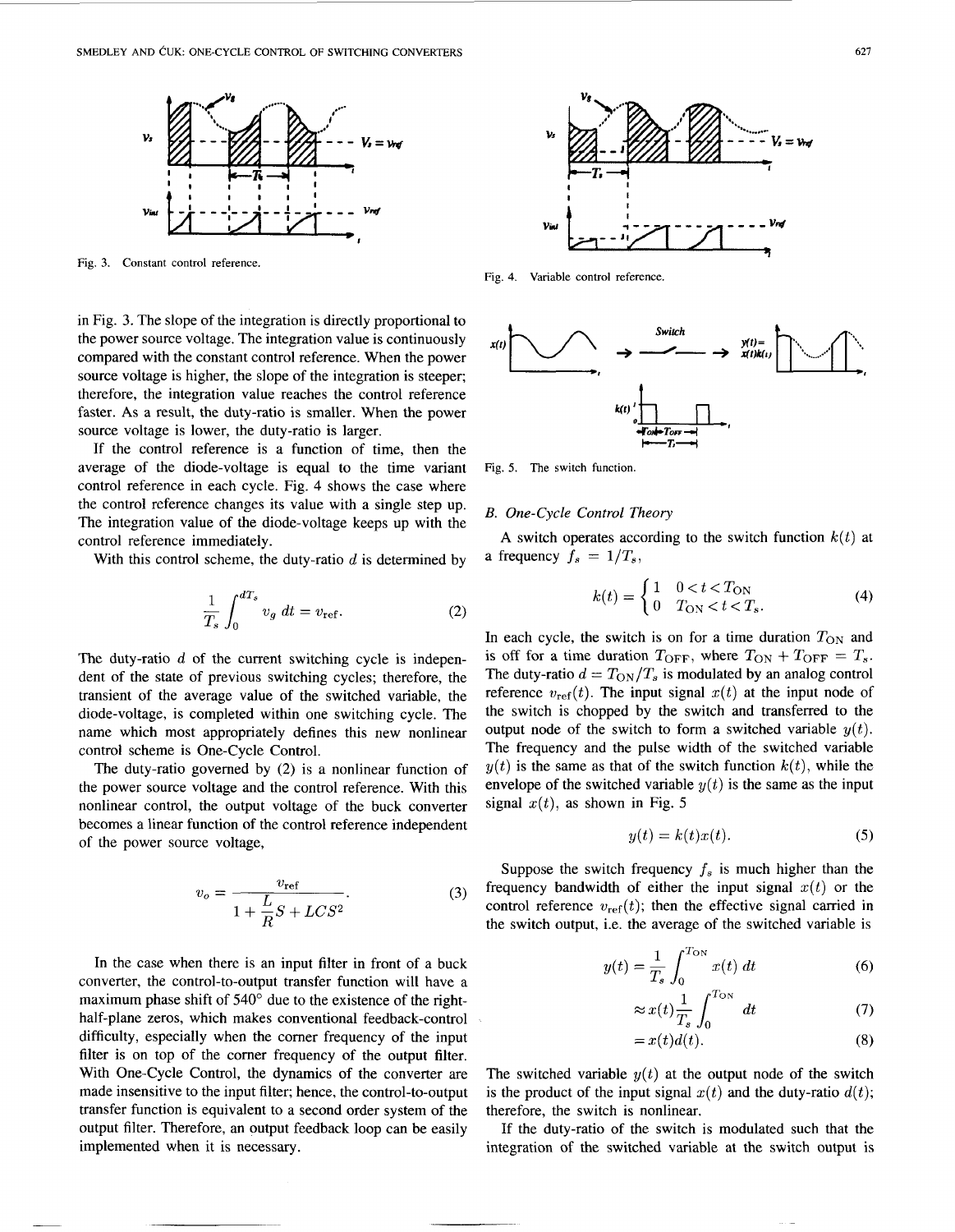Fig. 3. Constant control reference.

Fig. 4. Variable control reference.

in Fig. 3. The slope of the integration is directly proportional to the power source voltage. The integration value is continuously compared with the constant control reference. When the power source voltage is higher, the slope of the integration is steeper; therefore, the integration value reaches the control reference faster. As a result, the duty-ratio is smaller. When the power source voltage is lower, the duty-ratio is larger.

If the control reference is a function of time, then the average of the diode-voltage is equal to the time variant control reference in each cycle. Fig. 4 shows the case where the control reference changes its value with a single step up. The integration value of the diode-voltage keeps up with the control reference immediately.

With this control scheme, the duty-ratio $d$ is determined by

$$\frac{1}{T_s}\int_0^{dT_s} v_g \, dt = v_{\text{ref}}. \tag{2}$$

The duty-ratio $d$ of the current switching cycle is independent of the state of previous switching cycles; therefore, the transient of the average value of the switched variable, the diode-voltage, is completed within one switching cycle. The name which most appropriately defines this new nonlinear control scheme is One-Cycle Control.

The duty-ratio governed by (2) is a nonlinear function of the power source voltage and the control reference. With this nonlinear control, the output voltage of the buck converter becomes a linear function of the control reference independent of the power source voltage,

$$v_o = \frac{v_{\text{ref}}}{1 + \frac{L}{R}S + LCS^2}. \tag{3}$$

In the case when there is an input filter in front of a buck converter, the control-to-output transfer function will have a maximum phase shift of 540° due to the existence of the right-half-plane zeros, which makes conventional feedback-control difficulty, especially when the corner frequency of the input filter is on top of the corner frequency of the output filter. With One-Cycle Control, the dynamics of the converter are made insensitive to the input filter; hence, the control-to-output transfer function is equivalent to a second order system of the output filter. Therefore, an output feedback loop can be easily implemented when it is necessary.

Fig. 5. The switch function.

## B. One-Cycle Control Theory

A switch operates according to the switch function $k(t)$ at a frequency $f_s = 1/T_s$,

$$k(t) = \begin{cases} 1 & 0 < t < T_{\text{ON}} \\ 0 & T_{\text{ON}} < t < T_s. \end{cases} \tag{4}$$

In each cycle, the switch is on for a time duration $T_{\text{ON}}$ and is off for a time duration $T_{\text{OFF}}$, where $T_{\text{ON}} + T_{\text{OFF}} = T_s$. The duty-ratio $d = T_{\text{ON}}/T_s$ is modulated by an analog control reference $v_{\text{ref}}(t)$. The input signal $x(t)$ at the input node of the switch is chopped by the switch and transferred to the output node of the switch to form a switched variable $y(t)$. The frequency and the pulse width of the switched variable $y(t)$ is the same as that of the switch function $k(t)$, while the envelope of the switched variable $y(t)$ is the same as the input signal $x(t)$, as shown in Fig. 5

$$y(t) = k(t)x(t). \tag{5}$$

Suppose the switch frequency $f_s$ is much higher than the frequency bandwidth of either the input signal $x(t)$ or the control reference $v_{\text{ref}}(t)$; then the effective signal carried in the switch output, i.e. the average of the switched variable is

$$y(t) = \frac{1}{T_s}\int_0^{T_{\text{ON}}} x(t)\, dt \tag{6}$$

$$\approx x(t)\frac{1}{T_s}\int_0^{T_{\text{ON}}} dt \tag{7}$$

$$= x(t)d(t). \tag{8}$$

The switched variable $y(t)$ at the output node of the switch is the product of the input signal $x(t)$ and the duty-ratio $d(t)$; therefore, the switch is nonlinear.

If the duty-ratio of the switch is modulated such that the integration of the switched variable at the switch output is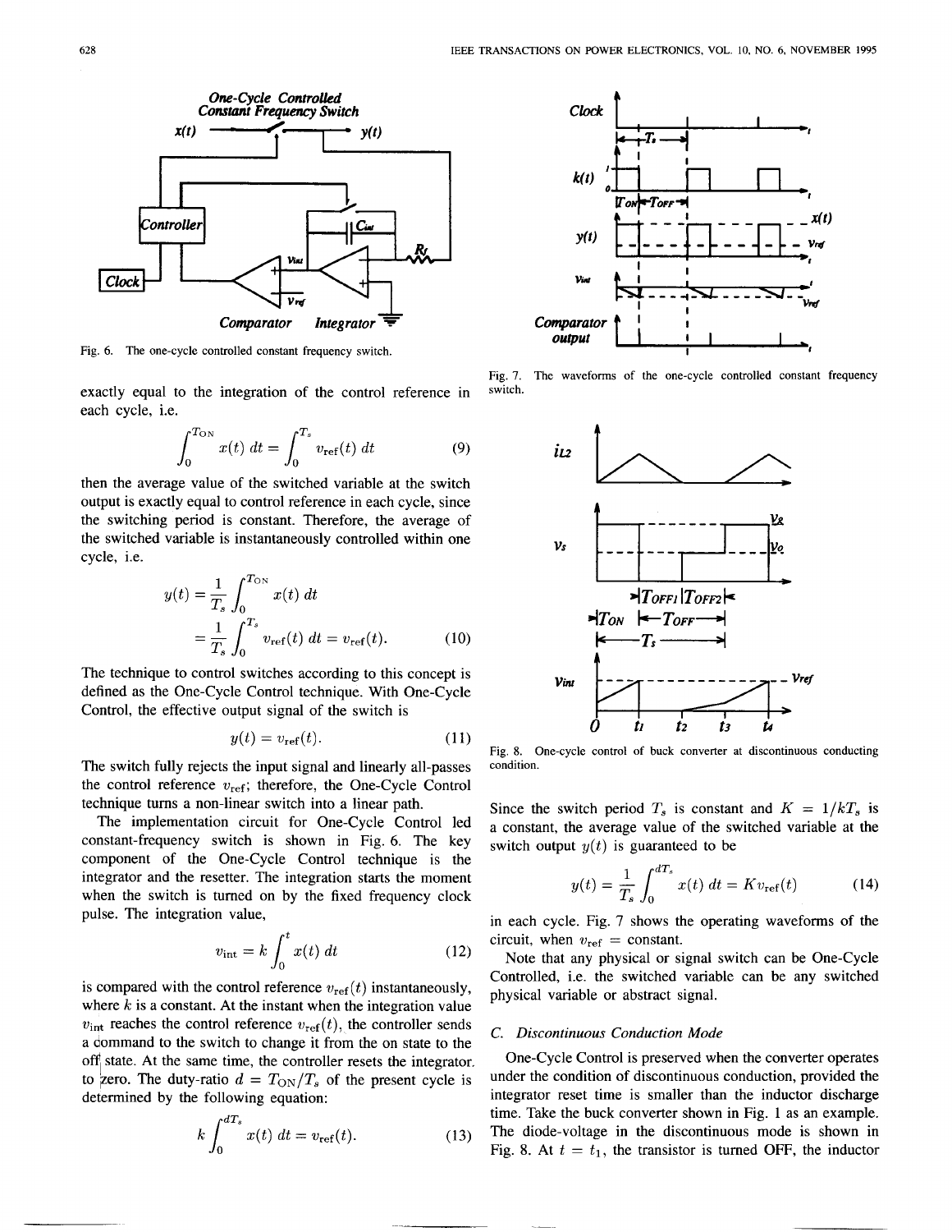*One-Cycle Controlled Constant Frequency Switch*

Fig. 6. The one-cycle controlled constant frequency switch.

exactly equal to the integration of the control reference in each cycle, i.e.

$$\int_0^{T_{ON}} x(t)\,dt = \int_0^{T_s} v_{ref}(t)\,dt \tag{9}$$

then the average value of the switched variable at the switch output is exactly equal to control reference in each cycle, since the switching period is constant. Therefore, the average of the switched variable is instantaneously controlled within one cycle, i.e.

$$\begin{aligned} y(t) &= \frac{1}{T_s}\int_0^{T_{ON}} x(t)\,dt \\ &= \frac{1}{T_s}\int_0^{T_s} v_{ref}(t)\,dt = v_{ref}(t). \end{aligned} \tag{10}$$

The technique to control switches according to this concept is defined as the One-Cycle Control technique. With One-Cycle Control, the effective output signal of the switch is

$$y(t) = v_{ref}(t). \tag{11}$$

The switch fully rejects the input signal and linearly all-passes the control reference $v_{ref}$; therefore, the One-Cycle Control technique turns a non-linear switch into a linear path.

The implementation circuit for One-Cycle Control led constant-frequency switch is shown in Fig. 6. The key component of the One-Cycle Control technique is the integrator and the resetter. The integration starts the moment when the switch is turned on by the fixed frequency clock pulse. The integration value,

$$v_{int} = k\int_0^{t} x(t)\,dt \tag{12}$$

is compared with the control reference $v_{ref}(t)$ instantaneously, where $k$ is a constant. At the instant when the integration value $v_{int}$ reaches the control reference $v_{ref}(t)$, the controller sends a command to the switch to change it from the on state to the off state. At the same time, the controller resets the integrator to zero. The duty-ratio $d = T_{ON}/T_s$ of the present cycle is determined by the following equation:

$$k\int_0^{dT_s} x(t)\,dt = v_{ref}(t). \tag{13}$$

Fig. 7. The waveforms of the one-cycle controlled constant frequency switch.

Fig. 8. One-cycle control of buck converter at discontinuous conducting condition.

Since the switch period $T_s$ is constant and $K = 1/kT_s$ is a constant, the average value of the switched variable at the switch output $y(t)$ is guaranteed to be

$$y(t) = \frac{1}{T_s}\int_0^{dT_s} x(t)\,dt = Kv_{ref}(t) \tag{14}$$

in each cycle. Fig. 7 shows the operating waveforms of the circuit, when $v_{ref}$ = constant.

Note that any physical or signal switch can be One-Cycle Controlled, i.e. the switched variable can be any switched physical variable or abstract signal.

### C. Discontinuous Conduction Mode

One-Cycle Control is preserved when the converter operates under the condition of discontinuous conduction, provided the integrator reset time is smaller than the inductor discharge time. Take the buck converter shown in Fig. 1 as an example. The diode-voltage in the discontinuous mode is shown in Fig. 8. At $t = t_1$, the transistor is turned OFF, the inductor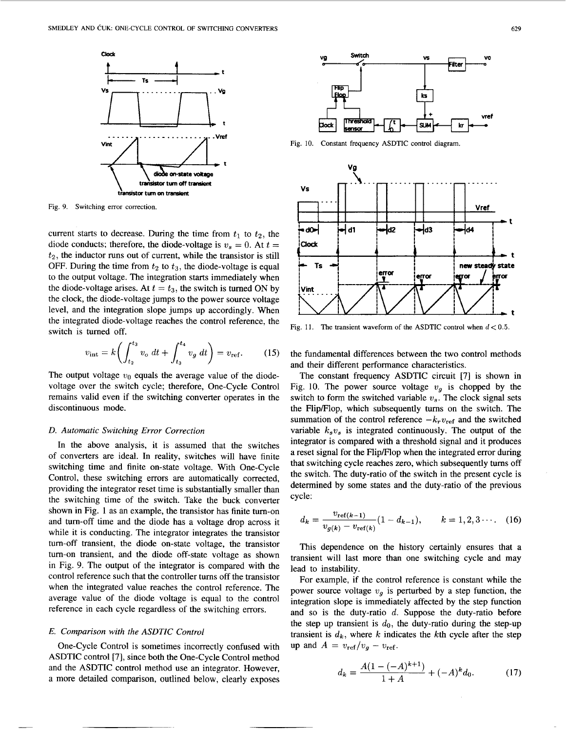Fig. 9. Switching error correction.

current starts to decrease. During the time from $t_1$ to $t_2$, the diode conducts; therefore, the diode-voltage is $v_s = 0$. At $t = t_2$, the inductor runs out of current, while the transistor is still OFF. During the time from $t_2$ to $t_3$, the diode-voltage is equal to the output voltage. The integration starts immediately when the diode-voltage arises. At $t = t_3$, the switch is turned ON by the clock, the diode-voltage jumps to the power source voltage level, and the integration slope jumps up accordingly. When the integrated diode-voltage reaches the control reference, the switch is turned off.

$$v_{\text{int}} = k\left(\int_{t_2}^{t_3} v_o\, dt + \int_{t_3}^{t_4} v_g\, dt\right) = v_{\text{ref}}. \tag{15}$$

The output voltage $v_0$ equals the average value of the diode-voltage over the switch cycle; therefore, One-Cycle Control remains valid even if the switching converter operates in the discontinuous mode.

### D. Automatic Switching Error Correction

In the above analysis, it is assumed that the switches of converters are ideal. In reality, switches will have finite switching time and finite on-state voltage. With One-Cycle Control, these switching errors are automatically corrected, providing the integrator reset time is substantially smaller than the switching time of the switch. Take the buck converter shown in Fig. 1 as an example, the transistor has finite turn-on and turn-off time and the diode has a voltage drop across it while it is conducting. The integrator integrates the transistor turn-off transient, the diode on-state voltage, the transistor turn-on transient, and the diode off-state voltage as shown in Fig. 9. The output of the integrator is compared with the control reference such that the controller turns off the transistor when the integrated value reaches the control reference. The average value of the diode voltage is equal to the control reference in each cycle regardless of the switching errors.

### E. Comparison with the ASDTIC Control

One-Cycle Control is sometimes incorrectly confused with ASDTIC control [7], since both the One-Cycle Control method and the ASDTIC control method use an integrator. However, a more detailed comparison, outlined below, clearly exposes the fundamental differences between the two control methods and their different performance characteristics.

Fig. 10. Constant frequency ASDTIC control diagram.

Fig. 11. The transient waveform of the ASDTIC control when $d < 0.5$.

The constant frequency ASDTIC circuit [7] is shown in Fig. 10. The power source voltage $v_g$ is chopped by the switch to form the switched variable $v_s$. The clock signal sets the Flip/Flop, which subsequently turns on the switch. The summation of the control reference $-k_r v_{\text{ref}}$ and the switched variable $k_s v_s$ is integrated continuously. The output of the integrator is compared with a threshold signal and it produces a reset signal for the Flip/Flop when the integrated error during that switching cycle reaches zero, which subsequently turns off the switch. The duty-ratio of the switch in the present cycle is determined by some states and the duty-ratio of the previous cycle:

$$d_k = \frac{v_{\text{ref}(k-1)}}{v_{g(k)} - v_{\text{ref}(k)}}(1 - d_{k-1}), \qquad k = 1, 2, 3 \cdots. \tag{16}$$

This dependence on the history certainly ensures that a transient will last more than one switching cycle and may lead to instability.

For example, if the control reference is constant while the power source voltage $v_g$ is perturbed by a step function, the integration slope is immediately affected by the step function and so is the duty-ratio $d$. Suppose the duty-ratio before the step up transient is $d_0$, the duty-ratio during the step-up transient is $d_k$, where $k$ indicates the $k$th cycle after the step up and $A = v_{\text{ref}}/v_g - v_{\text{ref}}$.

$$d_k = \frac{A(1 - (-A)^{k+1})}{1 + A} + (-A)^k d_0. \tag{17}$$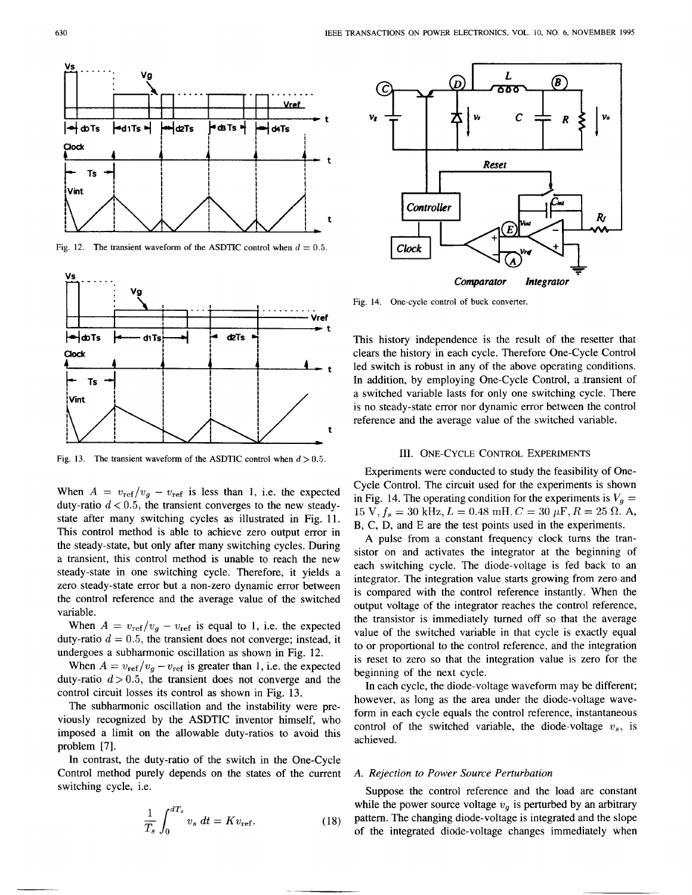Fig. 12. The transient waveform of the ASDTIC control when $d = 0.5$.

Fig. 13. The transient waveform of the ASDTIC control when $d > 0.5$.

When $A = v_{\text{ref}}/v_g - v_{\text{ref}}$ is less than 1, i.e. the expected duty-ratio $d < 0.5$, the transient converges to the new steady-state after many switching cycles as illustrated in Fig. 11. This control method is able to achieve zero output error in the steady-state, but only after many switching cycles. During a transient, this control method is unable to reach the new steady-state in one switching cycle. Therefore, it yields a zero steady-state error but a non-zero dynamic error between the control reference and the average value of the switched variable.

When $A = v_{\text{ref}}/v_g - v_{\text{ref}}$ is equal to 1, i.e. the expected duty-ratio $d = 0.5$, the transient does not converge; instead, it undergoes a subharmonic oscillation as shown in Fig. 12.

When $A = v_{\text{ref}}/v_g - v_{\text{ref}}$ is greater than 1, i.e. the expected duty-ratio $d > 0.5$, the transient does not converge and the control circuit losses its control as shown in Fig. 13.

The subharmonic oscillation and the instability were previously recognized by the ASDTIC inventor himself, who imposed a limit on the allowable duty-ratios to avoid this problem [7].

In contrast, the duty-ratio of the switch in the One-Cycle Control method purely depends on the states of the current switching cycle, i.e.

$$\frac{1}{T_s}\int_0^{dT_s} v_s \, dt = K v_{\text{ref}}. \tag{18}$$

Fig. 14. One-cycle control of buck converter.

This history independence is the result of the resetter that clears the history in each cycle. Therefore One-Cycle Control led switch is robust in any of the above operating conditions. In addition, by employing One-Cycle Control, a transient of a switched variable lasts for only one switching cycle. There is no steady-state error nor dynamic error between the control reference and the average value of the switched variable.

## III. One-Cycle Control Experiments

Experiments were conducted to study the feasibility of One-Cycle Control. The circuit used for the experiments is shown in Fig. 14. The operating condition for the experiments is $V_g = 15$ V, $f_s = 30$ kHz, $L = 0.48$ mH, $C = 30$ $\mu$F, $R = 25$ $\Omega$. A, B, C, D, and E are the test points used in the experiments.

A pulse from a constant frequency clock turns the transistor on and activates the integrator at the beginning of each switching cycle. The diode-voltage is fed back to an integrator. The integration value starts growing from zero and is compared with the control reference instantly. When the output voltage of the integrator reaches the control reference, the transistor is immediately turned off so that the average value of the switched variable in that cycle is exactly equal to or proportional to the control reference, and the integration is reset to zero so that the integration value is zero for the beginning of the next cycle.

In each cycle, the diode-voltage waveform may be different; however, as long as the area under the diode-voltage waveform in each cycle equals the control reference, instantaneous control of the switched variable, the diode-voltage $v_s$, is achieved.

### A. Rejection to Power Source Perturbation

Suppose the control reference and the load are constant while the power source voltage $v_g$ is perturbed by an arbitrary pattern. The changing diode-voltage is integrated and the slope of the integrated diode-voltage changes immediately when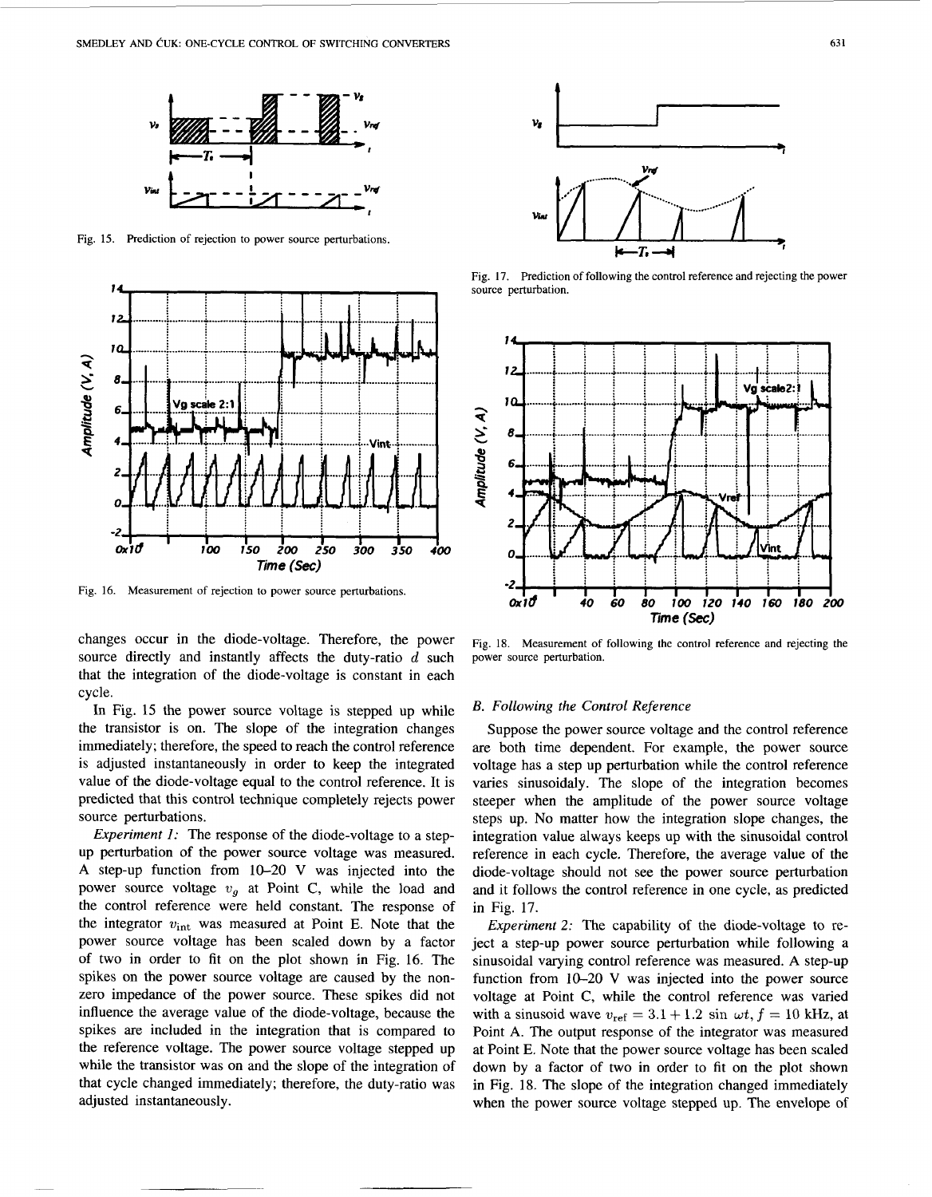Fig. 15. Prediction of rejection to power source perturbations.

Fig. 16. Measurement of rejection to power source perturbations.

changes occur in the diode-voltage. Therefore, the power source directly and instantly affects the duty-ratio $d$ such that the integration of the diode-voltage is constant in each cycle.

In Fig. 15 the power source voltage is stepped up while the transistor is on. The slope of the integration changes immediately; therefore, the speed to reach the control reference is adjusted instantaneously in order to keep the integrated value of the diode-voltage equal to the control reference. It is predicted that this control technique completely rejects power source perturbations.

*Experiment 1:* The response of the diode-voltage to a step-up perturbation of the power source voltage was measured. A step-up function from 10–20 V was injected into the power source voltage $v_g$ at Point C, while the load and the control reference were held constant. The response of the integrator $v_{\text{int}}$ was measured at Point E. Note that the power source voltage has been scaled down by a factor of two in order to fit on the plot shown in Fig. 16. The spikes on the power source voltage are caused by the non-zero impedance of the power source. These spikes did not influence the average value of the diode-voltage, because the spikes are included in the integration that is compared to the reference voltage. The power source voltage stepped up while the transistor was on and the slope of the integration of that cycle changed immediately; therefore, the duty-ratio was adjusted instantaneously.

Fig. 17. Prediction of following the control reference and rejecting the power source perturbation.

Fig. 18. Measurement of following the control reference and rejecting the power source perturbation.

### B. Following the Control Reference

Suppose the power source voltage and the control reference are both time dependent. For example, the power source voltage has a step up perturbation while the control reference varies sinusoidaly. The slope of the integration becomes steeper when the amplitude of the power source voltage steps up. No matter how the integration slope changes, the integration value always keeps up with the sinusoidal control reference in each cycle. Therefore, the average value of the diode-voltage should not see the power source perturbation and it follows the control reference in one cycle, as predicted in Fig. 17.

*Experiment 2:* The capability of the diode-voltage to reject a step-up power source perturbation while following a sinusoidal varying control reference was measured. A step-up function from 10–20 V was injected into the power source voltage at Point C, while the control reference was varied with a sinusoid wave $v_{\text{ref}} = 3.1 + 1.2 \sin \omega t, f = 10$ kHz, at Point A. The output response of the integrator was measured at Point E. Note that the power source voltage has been scaled down by a factor of two in order to fit on the plot shown in Fig. 18. The slope of the integration changed immediately when the power source voltage stepped up. The envelope of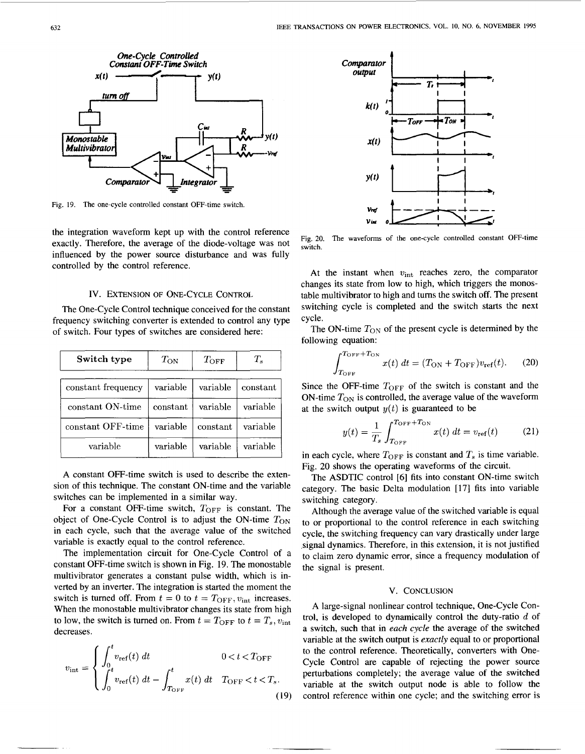Fig. 19. The one-cycle controlled constant OFF-time switch.

the integration waveform kept up with the control reference exactly. Therefore, the average of the diode-voltage was not influenced by the power source disturbance and was fully controlled by the control reference.

## IV. Extension of One-Cycle Control

The One-Cycle Control technique conceived for the constant frequency switching converter is extended to control any type of switch. Four types of switches are considered here:

| Switch type | $T_{ON}$ | $T_{OFF}$ | $T_s$ |
|---|---|---|---|
| constant frequency | variable | variable | constant |
| constant ON-time | constant | variable | variable |
| constant OFF-time | variable | constant | variable |
| variable | variable | variable | variable |

A constant OFF-time switch is used to describe the extension of this technique. The constant ON-time and the variable switches can be implemented in a similar way.

For a constant OFF-time switch, $T_{OFF}$ is constant. The object of One-Cycle Control is to adjust the ON-time $T_{ON}$ in each cycle, such that the average value of the switched variable is exactly equal to the control reference.

The implementation circuit for One-Cycle Control of a constant OFF-time switch is shown in Fig. 19. The monostable multivibrator generates a constant pulse width, which is inverted by an inverter. The integration is started the moment the switch is turned off. From $t = 0$ to $t = T_{OFF}$, $v_{int}$ increases. When the monostable multivibrator changes its state from high to low, the switch is turned on. From $t = T_{OFF}$ to $t = T_s$, $v_{int}$ decreases.

$$v_{int} = \begin{cases} \int_0^t v_{ref}(t)\, dt & 0 < t < T_{OFF} \\ \int_0^t v_{ref}(t)\, dt - \int_{T_{OFF}}^t x(t)\, dt & T_{OFF} < t < T_s. \end{cases} \tag{19}$$

Fig. 20. The waveforms of the one-cycle controlled constant OFF-time switch.

At the instant when $v_{int}$ reaches zero, the comparator changes its state from low to high, which triggers the monostable multivibrator to high and turns the switch off. The present switching cycle is completed and the switch starts the next cycle.

The ON-time $T_{ON}$ of the present cycle is determined by the following equation:

$$\int_{T_{OFF}}^{T_{OFF}+T_{ON}} x(t)\, dt = (T_{ON} + T_{OFF})v_{ref}(t). \tag{20}$$

Since the OFF-time $T_{OFF}$ of the switch is constant and the ON-time $T_{ON}$ is controlled, the average value of the waveform at the switch output $y(t)$ is guaranteed to be

$$y(t) = \frac{1}{T_s}\int_{T_{OFF}}^{T_{OFF}+T_{ON}} x(t)\, dt = v_{ref}(t) \tag{21}$$

in each cycle, where $T_{OFF}$ is constant and $T_s$ is time variable. Fig. 20 shows the operating waveforms of the circuit.

The ASDTIC control [6] fits into constant ON-time switch category. The basic Delta modulation [17] fits into variable switching category.

Although the average value of the switched variable is equal to or proportional to the control reference in each switching cycle, the switching frequency can vary drastically under large signal dynamics. Therefore, in this extension, it is not justified to claim zero dynamic error, since a frequency modulation of the signal is present.

## V. Conclusion

A large-signal nonlinear control technique, One-Cycle Control, is developed to dynamically control the duty-ratio $d$ of a switch, such that in *each cycle* the average of the switched variable at the switch output is *exactly* equal to or proportional to the control reference. Theoretically, converters with One-Cycle Control are capable of rejecting the power source perturbations completely; the average value of the switched variable at the switch output node is able to follow the control reference within one cycle; and the switching error is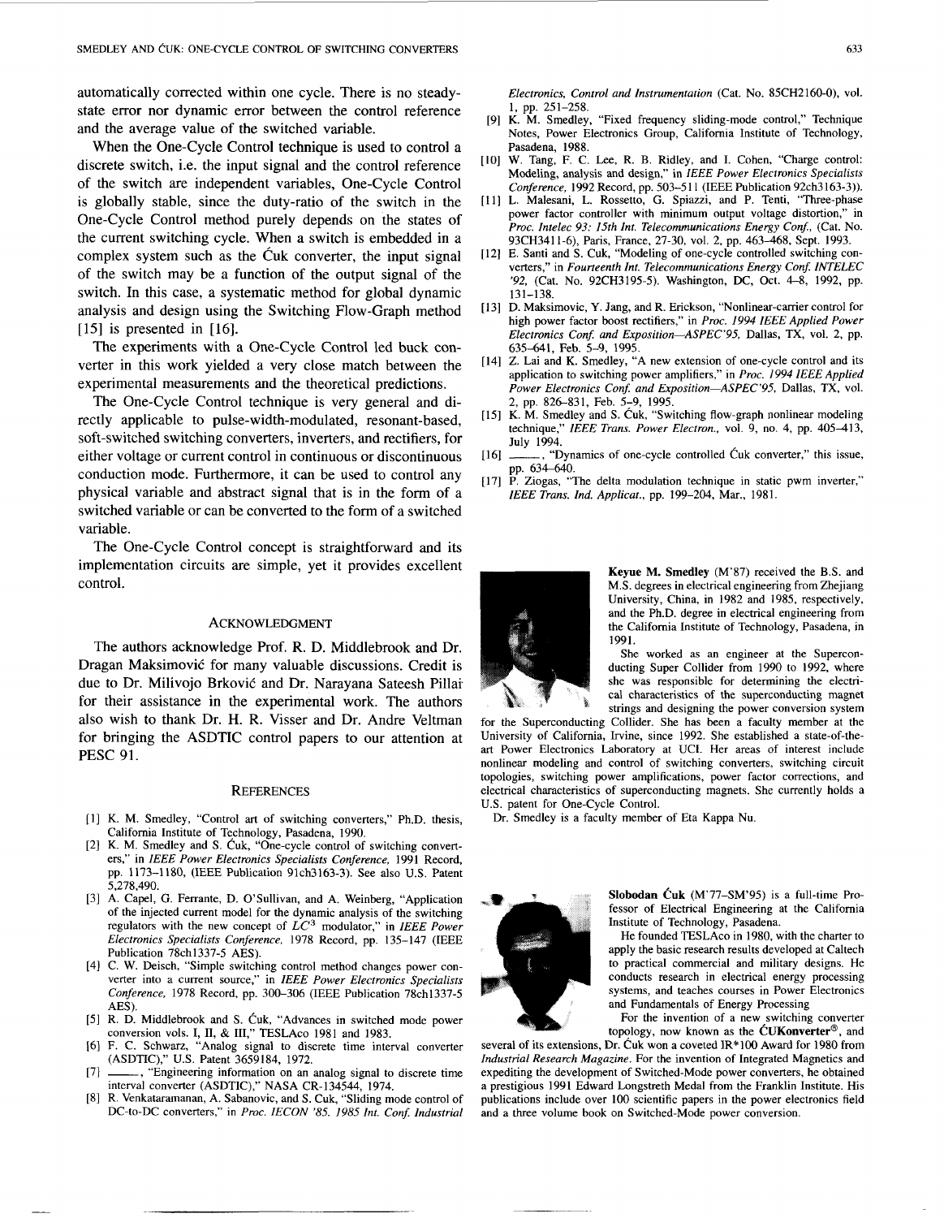automatically corrected within one cycle. There is no steady-state error nor dynamic error between the control reference and the average value of the switched variable.

When the One-Cycle Control technique is used to control a discrete switch, i.e. the input signal and the control reference of the switch are independent variables, One-Cycle Control is globally stable, since the duty-ratio of the switch in the One-Cycle Control method purely depends on the states of the current switching cycle. When a switch is embedded in a complex system such as the Ćuk converter, the input signal of the switch may be a function of the output signal of the switch. In this case, a systematic method for global dynamic analysis and design using the Switching Flow-Graph method [15] is presented in [16].

The experiments with a One-Cycle Control led buck converter in this work yielded a very close match between the experimental measurements and the theoretical predictions.

The One-Cycle Control technique is very general and directly applicable to pulse-width-modulated, resonant-based, soft-switched switching converters, inverters, and rectifiers, for either voltage or current control in continuous or discontinuous conduction mode. Furthermore, it can be used to control any physical variable and abstract signal that is in the form of a switched variable or can be converted to the form of a switched variable.

The One-Cycle Control concept is straightforward and its implementation circuits are simple, yet it provides excellent control.

## Acknowledgment

The authors acknowledge Prof. R. D. Middlebrook and Dr. Dragan Maksimović for many valuable discussions. Credit is due to Dr. Milivojo Brković and Dr. Narayana Sateesh Pillai for their assistance in the experimental work. The authors also wish to thank Dr. H. R. Visser and Dr. Andre Veltman for bringing the ASDTIC control papers to our attention at PESC 91.

## References

[1] K. M. Smedley, "Control art of switching converters," Ph.D. thesis, California Institute of Technology, Pasadena, 1990.

[2] K. M. Smedley and S. Ćuk, "One-cycle control of switching converters," in *IEEE Power Electronics Specialists Conference*, 1991 Record, pp. 1173–1180, (IEEE Publication 91ch3163-3). See also U.S. Patent 5,278,490.

[3] A. Capel, G. Ferrante, D. O'Sullivan, and A. Weinberg, "Application of the injected current model for the dynamic analysis of the switching regulators with the new concept of $LC^3$ modulator," in *IEEE Power Electronics Specialists Conference*, 1978 Record, pp. 135–147 (IEEE Publication 78ch1337-5 AES).

[4] C. W. Deisch, "Simple switching control method changes power converter into a current source," in *IEEE Power Electronics Specialists Conference*, 1978 Record, pp. 300–306 (IEEE Publication 78ch1337-5 AES).

[5] R. D. Middlebrook and S. Ćuk, "Advances in switched mode power conversion vols. I, II, & III," TESLAco 1981 and 1983.

[6] F. C. Schwarz, "Analog signal to discrete time interval converter (ASDTIC)," U.S. Patent 3659184, 1972.

[7] ——, "Engineering information on an analog signal to discrete time interval converter (ASDTIC)," NASA CR-134544, 1974.

[8] R. Venkataramanan, A. Sabanovic, and S. Cuk, "Sliding mode control of DC-to-DC converters," in *Proc. IECON '85. 1985 Int. Conf. Industrial Electronics, Control and Instrumentation* (Cat. No. 85CH2160-0), vol. 1, pp. 251–258.

[9] K. M. Smedley, "Fixed frequency sliding-mode control," Technique Notes, Power Electronics Group, California Institute of Technology, Pasadena, 1988.

[10] W. Tang, F. C. Lee, R. B. Ridley, and I. Cohen, "Charge control: Modeling, analysis and design," in *IEEE Power Electronics Specialists Conference*, 1992 Record, pp. 503–511 (IEEE Publication 92ch3163-3)).

[11] L. Malesani, L. Rossetto, G. Spiazzi, and P. Tenti, "Three-phase power factor controller with minimum output voltage distortion," in *Proc. Intelec 93: 15th Int. Telecommunications Energy Conf.*, (Cat. No. 93CH3411-6), Paris, France, 27-30, vol. 2, pp. 463–468, Sept. 1993.

[12] E. Santi and S. Cuk, "Modeling of one-cycle controlled switching converters," in *Fourteenth Int. Telecommunications Energy Conf. INTELEC '92*, (Cat. No. 92CH3195-5). Washington, DC, Oct. 4–8, 1992, pp. 131–138.

[13] D. Maksimovic, Y. Jang, and R. Erickson, "Nonlinear-carrier control for high power factor boost rectifiers," in *Proc. 1994 IEEE Applied Power Electronics Conf. and Exposition—ASPEC'95*, Dallas, TX, vol. 2, pp. 635–641, Feb. 5–9, 1995.

[14] Z. Lai and K. Smedley, "A new extension of one-cycle control and its application to switching power amplifiers," in *Proc. 1994 IEEE Applied Power Electronics Conf. and Exposition—ASPEC'95*, Dallas, TX, vol. 2, pp. 826–831, Feb. 5–9, 1995.

[15] K. M. Smedley and S. Ćuk, "Switching flow-graph nonlinear modeling technique," *IEEE Trans. Power Electron.*, vol. 9, no. 4, pp. 405–413, July 1994.

[16] ——, "Dynamics of one-cycle controlled Ćuk converter," this issue, pp. 634–640.

[17] P. Ziogas, "The delta modulation technique in static pwm inverter," *IEEE Trans. Ind. Applicat.*, pp. 199–204, Mar., 1981.

**Keyue M. Smedley** (M'87) received the B.S. and M.S. degrees in electrical engineering from Zhejiang University, China, in 1982 and 1985, respectively, and the Ph.D. degree in electrical engineering from the California Institute of Technology, Pasadena, in 1991.

She worked as an engineer at the Superconducting Super Collider from 1990 to 1992, where she was responsible for determining the electrical characteristics of the superconducting magnet strings and designing the power conversion system for the Superconducting Collider. She has been a faculty member at the University of California, Irvine, since 1992. She established a state-of-the-art Power Electronics Laboratory at UCI. Her areas of interest include nonlinear modeling and control of switching converters, switching circuit topologies, switching power amplifications, power factor corrections, and electrical characteristics of superconducting magnets. She currently holds a U.S. patent for One-Cycle Control.

Dr. Smedley is a faculty member of Eta Kappa Nu.

**Slobodan Ćuk** (M'77–SM'95) is a full-time Professor of Electrical Engineering at the California Institute of Technology, Pasadena.

He founded TESLAco in 1980, with the charter to apply the basic research results developed at Caltech to practical commercial and military designs. He conducts research in electrical energy processing systems, and teaches courses in Power Electronics and Fundamentals of Energy Processing

For the invention of a new switching converter topology, now known as the **ĆUKonverter®**, and several of its extensions, Dr. Ćuk won a coveted IR*100 Award for 1980 from *Industrial Research Magazine*. For the invention of Integrated Magnetics and expediting the development of Switched-Mode power converters, he obtained a prestigious 1991 Edward Longstreth Medal from the Franklin Institute. His publications include over 100 scientific papers in the power electronics field and a three volume book on Switched-Mode power conversion.